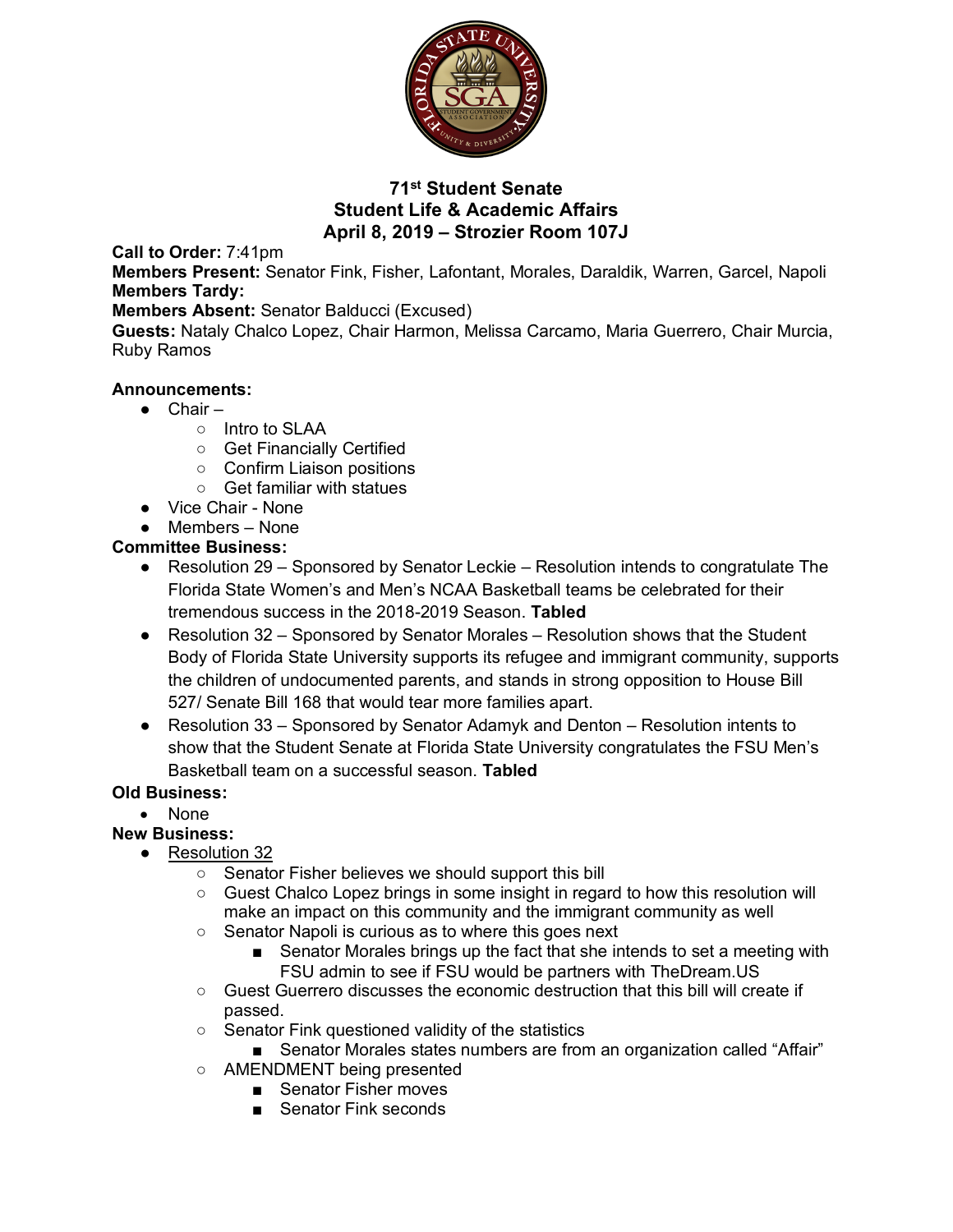# 71st Student Senate
## Student Life & Academic Affairs
## April 8, 2019 – Strozier Room 107J

**Call to Order:** 7:41pm
**Members Present:** Senator Fink, Fisher, Lafontant, Morales, Daraldik, Warren, Garcel, Napoli
**Members Tardy:**
**Members Absent:** Senator Balducci (Excused)
**Guests:** Nataly Chalco Lopez, Chair Harmon, Melissa Carcamo, Maria Guerrero, Chair Murcia, Ruby Ramos

**Announcements:**

- Chair –
  - Intro to SLAA
  - Get Financially Certified
  - Confirm Liaison positions
  - Get familiar with statues
- Vice Chair - None
- Members – None

**Committee Business:**

- Resolution 29 – Sponsored by Senator Leckie – Resolution intends to congratulate The Florida State Women's and Men's NCAA Basketball teams be celebrated for their tremendous success in the 2018-2019 Season. **Tabled**
- Resolution 32 – Sponsored by Senator Morales – Resolution shows that the Student Body of Florida State University supports its refugee and immigrant community, supports the children of undocumented parents, and stands in strong opposition to House Bill 527/ Senate Bill 168 that would tear more families apart.
- Resolution 33 – Sponsored by Senator Adamyk and Denton – Resolution intents to show that the Student Senate at Florida State University congratulates the FSU Men's Basketball team on a successful season. **Tabled**

**Old Business:**

- None

**New Business:**

- <u>Resolution 32</u>
  - Senator Fisher believes we should support this bill
  - Guest Chalco Lopez brings in some insight in regard to how this resolution will make an impact on this community and the immigrant community as well
  - Senator Napoli is curious as to where this goes next
    - Senator Morales brings up the fact that she intends to set a meeting with FSU admin to see if FSU would be partners with TheDream.US
  - Guest Guerrero discusses the economic destruction that this bill will create if passed.
  - Senator Fink questioned validity of the statistics
    - Senator Morales states numbers are from an organization called "Affair"
  - AMENDMENT being presented
    - Senator Fisher moves
    - Senator Fink seconds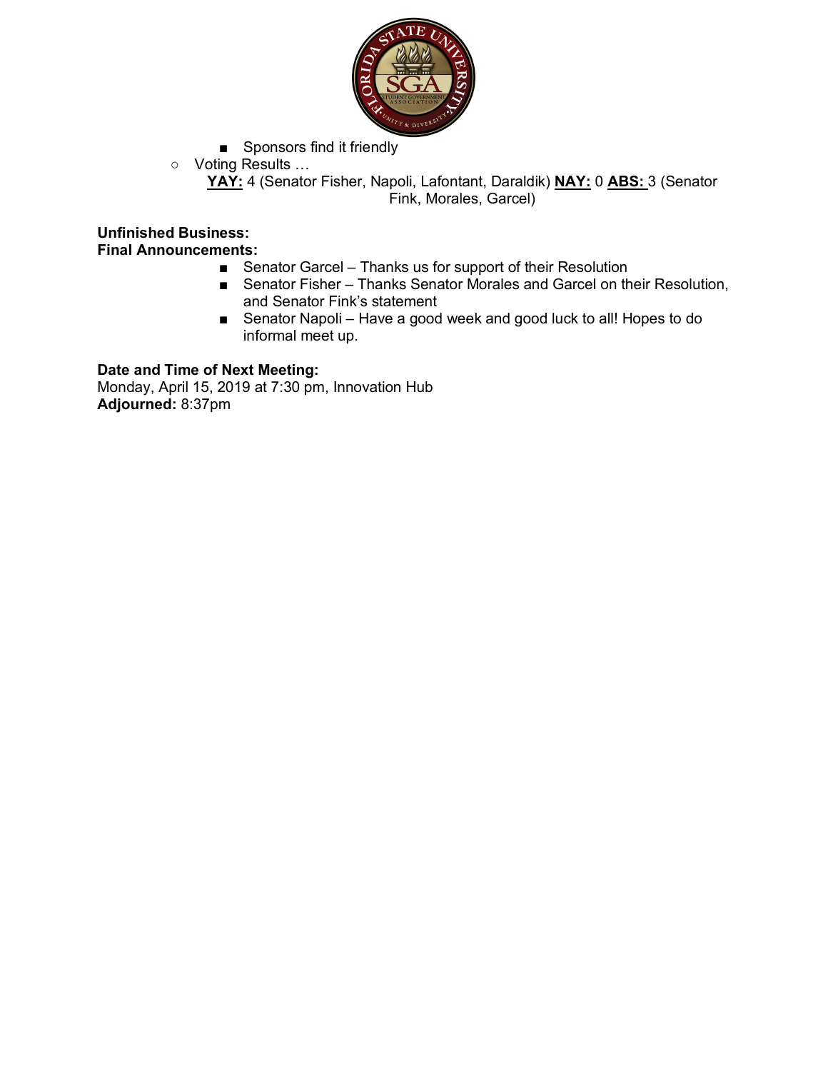- Sponsors find it friendly
    - Voting Results …
      **YAY:** 4 (Senator Fisher, Napoli, Lafontant, Daraldik) **NAY:** 0 **ABS:** 3 (Senator Fink, Morales, Garcel)

**Unfinished Business:**

**Final Announcements:**

- Senator Garcel – Thanks us for support of their Resolution
- Senator Fisher – Thanks Senator Morales and Garcel on their Resolution, and Senator Fink's statement
- Senator Napoli – Have a good week and good luck to all! Hopes to do informal meet up.

**Date and Time of Next Meeting:**
Monday, April 15, 2019 at 7:30 pm, Innovation Hub

**Adjourned:** 8:37pm